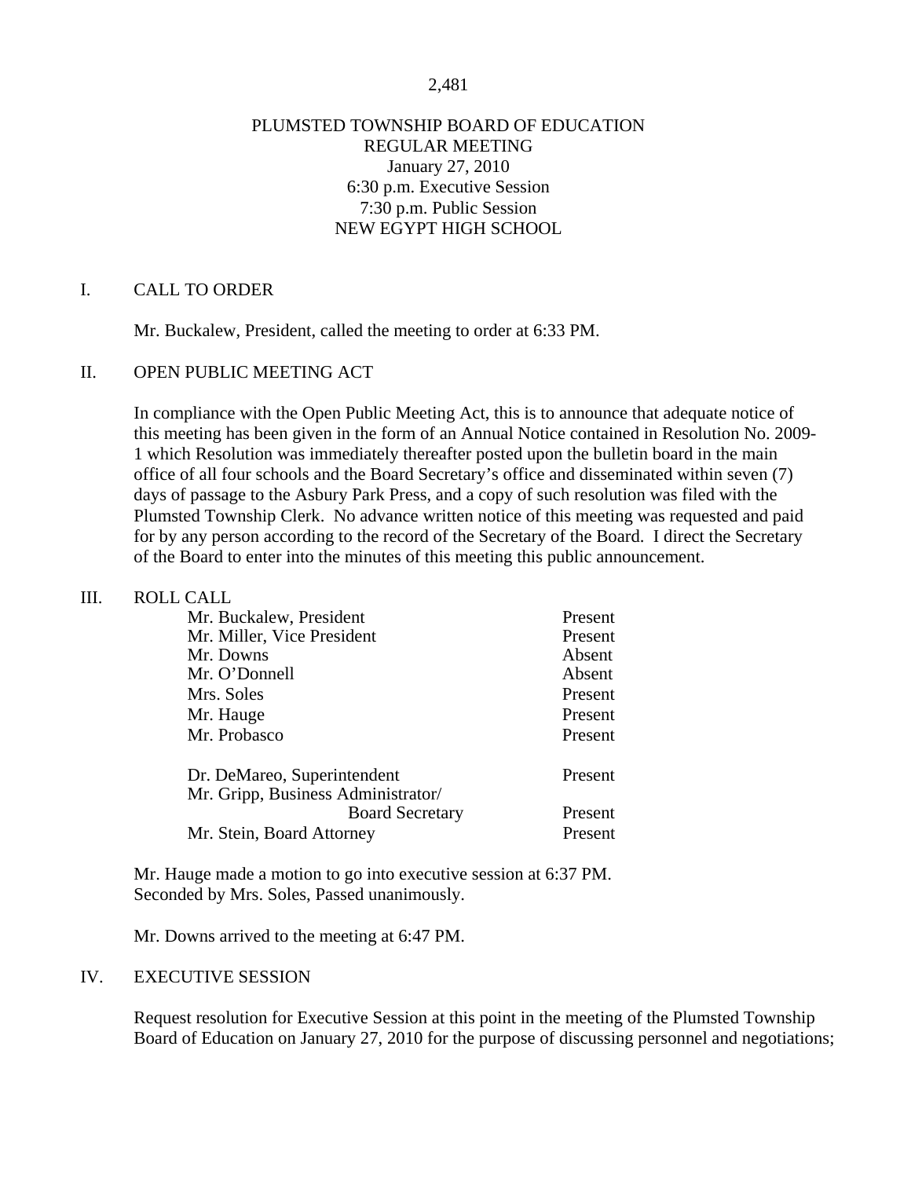# PLUMSTED TOWNSHIP BOARD OF EDUCATION
## REGULAR MEETING
January 27, 2010
6:30 p.m. Executive Session
7:30 p.m. Public Session
NEW EGYPT HIGH SCHOOL

## I. CALL TO ORDER

Mr. Buckalew, President, called the meeting to order at 6:33 PM.

## II. OPEN PUBLIC MEETING ACT

In compliance with the Open Public Meeting Act, this is to announce that adequate notice of this meeting has been given in the form of an Annual Notice contained in Resolution No. 2009-1 which Resolution was immediately thereafter posted upon the bulletin board in the main office of all four schools and the Board Secretary's office and disseminated within seven (7) days of passage to the Asbury Park Press, and a copy of such resolution was filed with the Plumsted Township Clerk. No advance written notice of this meeting was requested and paid for by any person according to the record of the Secretary of the Board. I direct the Secretary of the Board to enter into the minutes of this meeting this public announcement.

## III. ROLL CALL

| | |
|---|---|
| Mr. Buckalew, President | Present |
| Mr. Miller, Vice President | Present |
| Mr. Downs | Absent |
| Mr. O'Donnell | Absent |
| Mrs. Soles | Present |
| Mr. Hauge | Present |
| Mr. Probasco | Present |
| Dr. DeMareo, Superintendent | Present |
| Mr. Gripp, Business Administrator/ Board Secretary | Present |
| Mr. Stein, Board Attorney | Present |

Mr. Hauge made a motion to go into executive session at 6:37 PM.
Seconded by Mrs. Soles, Passed unanimously.

Mr. Downs arrived to the meeting at 6:47 PM.

## IV. EXECUTIVE SESSION

Request resolution for Executive Session at this point in the meeting of the Plumsted Township Board of Education on January 27, 2010 for the purpose of discussing personnel and negotiations;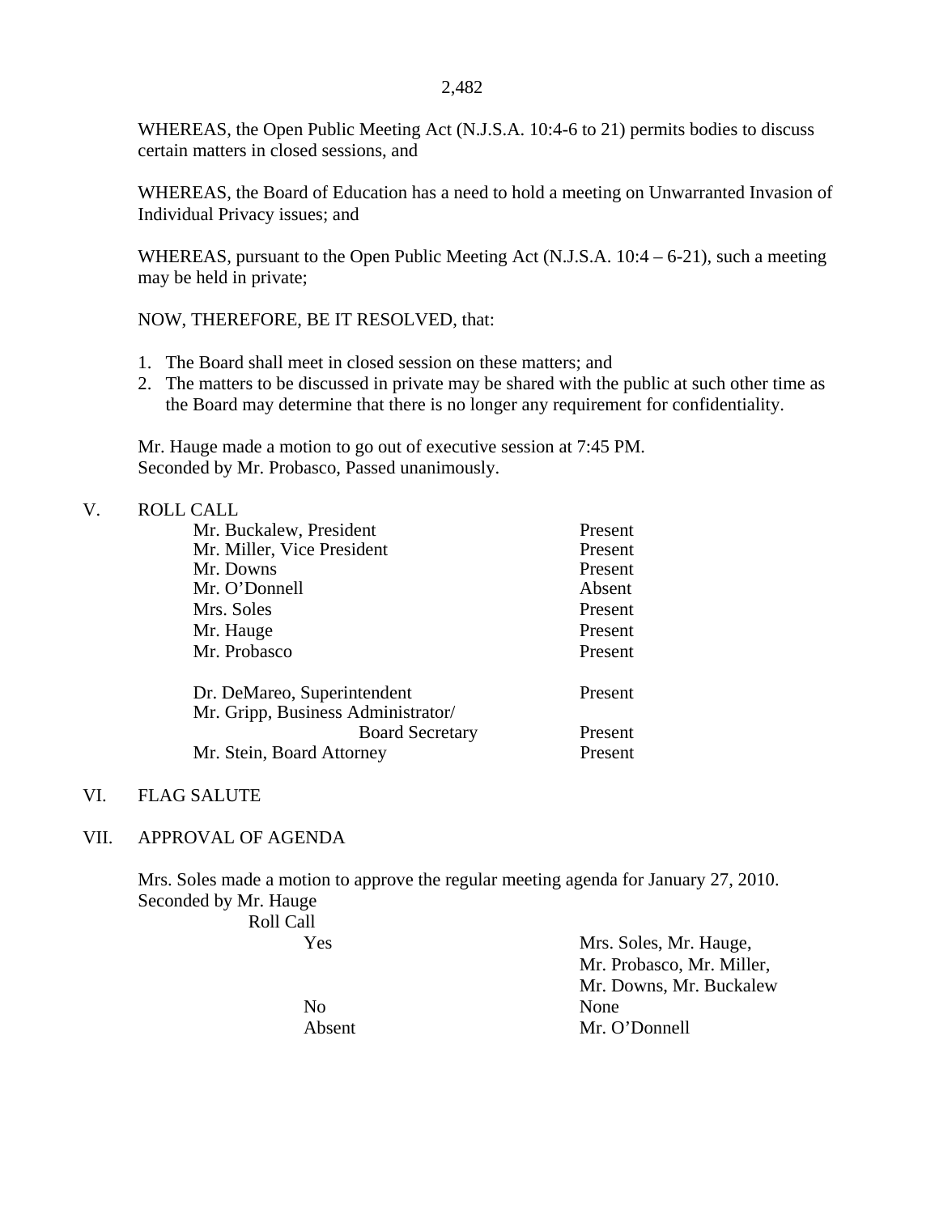WHEREAS, the Open Public Meeting Act (N.J.S.A. 10:4-6 to 21) permits bodies to discuss certain matters in closed sessions, and

WHEREAS, the Board of Education has a need to hold a meeting on Unwarranted Invasion of Individual Privacy issues; and

WHEREAS, pursuant to the Open Public Meeting Act (N.J.S.A. 10:4 – 6-21), such a meeting may be held in private;

NOW, THEREFORE, BE IT RESOLVED, that:

1. The Board shall meet in closed session on these matters; and
2. The matters to be discussed in private may be shared with the public at such other time as the Board may determine that there is no longer any requirement for confidentiality.

Mr. Hauge made a motion to go out of executive session at 7:45 PM.
Seconded by Mr. Probasco, Passed unanimously.

V. ROLL CALL

| | |
|---|---|
| Mr. Buckalew, President | Present |
| Mr. Miller, Vice President | Present |
| Mr. Downs | Present |
| Mr. O'Donnell | Absent |
| Mrs. Soles | Present |
| Mr. Hauge | Present |
| Mr. Probasco | Present |
| | |
| Dr. DeMareo, Superintendent | Present |
| Mr. Gripp, Business Administrator/ Board Secretary | Present |
| Mr. Stein, Board Attorney | Present |

VI. FLAG SALUTE

VII. APPROVAL OF AGENDA

Mrs. Soles made a motion to approve the regular meeting agenda for January 27, 2010.
Seconded by Mr. Hauge

Roll Call

| | |
|---|---|
| Yes | Mrs. Soles, Mr. Hauge, Mr. Probasco, Mr. Miller, Mr. Downs, Mr. Buckalew |
| No | None |
| Absent | Mr. O'Donnell |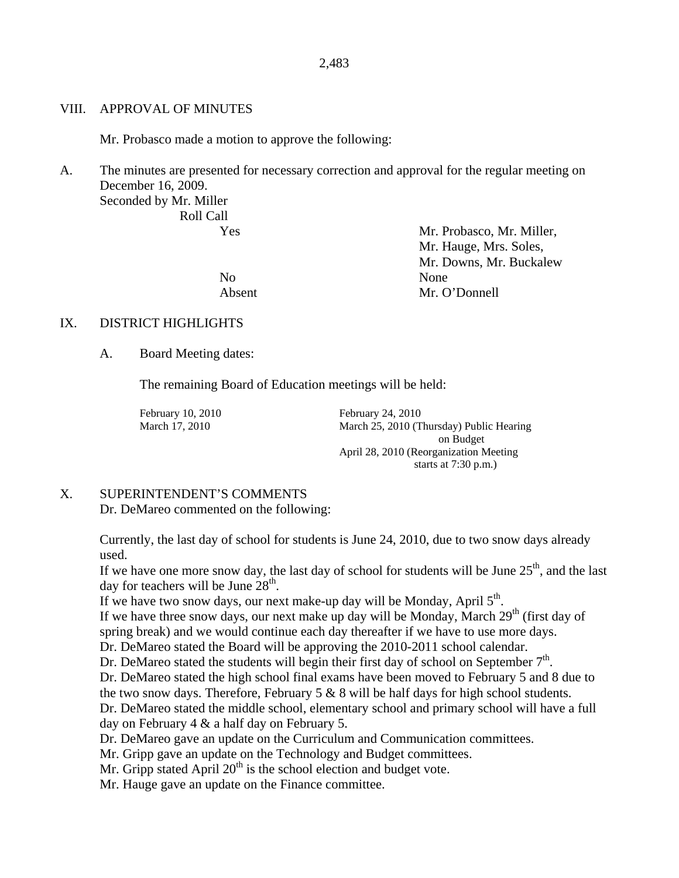## VIII. APPROVAL OF MINUTES

Mr. Probasco made a motion to approve the following:

A. The minutes are presented for necessary correction and approval for the regular meeting on December 16, 2009.
Seconded by Mr. Miller
Roll Call

| | |
|---|---|
| Yes | Mr. Probasco, Mr. Miller, Mr. Hauge, Mrs. Soles, Mr. Downs, Mr. Buckalew |
| No | None |
| Absent | Mr. O'Donnell |

## IX. DISTRICT HIGHLIGHTS

A. Board Meeting dates:

The remaining Board of Education meetings will be held:

| | |
|---|---|
| February 10, 2010 | February 24, 2010 |
| March 17, 2010 | March 25, 2010 (Thursday) Public Hearing on Budget |
| | April 28, 2010 (Reorganization Meeting starts at 7:30 p.m.) |

## X. SUPERINTENDENT'S COMMENTS

Dr. DeMareo commented on the following:

Currently, the last day of school for students is June 24, 2010, due to two snow days already used.
If we have one more snow day, the last day of school for students will be June 25th, and the last day for teachers will be June 28th.
If we have two snow days, our next make-up day will be Monday, April 5th.
If we have three snow days, our next make up day will be Monday, March 29th (first day of spring break) and we would continue each day thereafter if we have to use more days.
Dr. DeMareo stated the Board will be approving the 2010-2011 school calendar.
Dr. DeMareo stated the students will begin their first day of school on September 7th.
Dr. DeMareo stated the high school final exams have been moved to February 5 and 8 due to the two snow days. Therefore, February 5 & 8 will be half days for high school students.
Dr. DeMareo stated the middle school, elementary school and primary school will have a full day on February 4 & a half day on February 5.
Dr. DeMareo gave an update on the Curriculum and Communication committees.
Mr. Gripp gave an update on the Technology and Budget committees.
Mr. Gripp stated April 20th is the school election and budget vote.
Mr. Hauge gave an update on the Finance committee.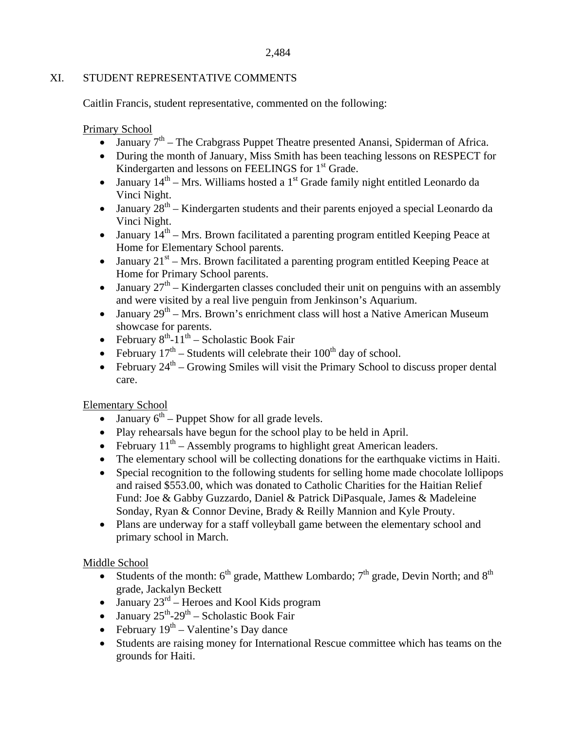## XI. STUDENT REPRESENTATIVE COMMENTS

Caitlin Francis, student representative, commented on the following:

Primary School

- January 7th – The Crabgrass Puppet Theatre presented Anansi, Spiderman of Africa.
- During the month of January, Miss Smith has been teaching lessons on RESPECT for Kindergarten and lessons on FEELINGS for 1st Grade.
- January 14th – Mrs. Williams hosted a 1st Grade family night entitled Leonardo da Vinci Night.
- January 28th – Kindergarten students and their parents enjoyed a special Leonardo da Vinci Night.
- January 14th – Mrs. Brown facilitated a parenting program entitled Keeping Peace at Home for Elementary School parents.
- January 21st – Mrs. Brown facilitated a parenting program entitled Keeping Peace at Home for Primary School parents.
- January 27th – Kindergarten classes concluded their unit on penguins with an assembly and were visited by a real live penguin from Jenkinson's Aquarium.
- January 29th – Mrs. Brown's enrichment class will host a Native American Museum showcase for parents.
- February 8th-11th – Scholastic Book Fair
- February 17th – Students will celebrate their 100th day of school.
- February 24th – Growing Smiles will visit the Primary School to discuss proper dental care.

Elementary School

- January 6th – Puppet Show for all grade levels.
- Play rehearsals have begun for the school play to be held in April.
- February 11th – Assembly programs to highlight great American leaders.
- The elementary school will be collecting donations for the earthquake victims in Haiti.
- Special recognition to the following students for selling home made chocolate lollipops and raised $553.00, which was donated to Catholic Charities for the Haitian Relief Fund: Joe & Gabby Guzzardo, Daniel & Patrick DiPasquale, James & Madeleine Sonday, Ryan & Connor Devine, Brady & Reilly Mannion and Kyle Prouty.
- Plans are underway for a staff volleyball game between the elementary school and primary school in March.

Middle School

- Students of the month: 6th grade, Matthew Lombardo; 7th grade, Devin North; and 8th grade, Jackalyn Beckett
- January 23rd – Heroes and Kool Kids program
- January 25th-29th – Scholastic Book Fair
- February 19th – Valentine's Day dance
- Students are raising money for International Rescue committee which has teams on the grounds for Haiti.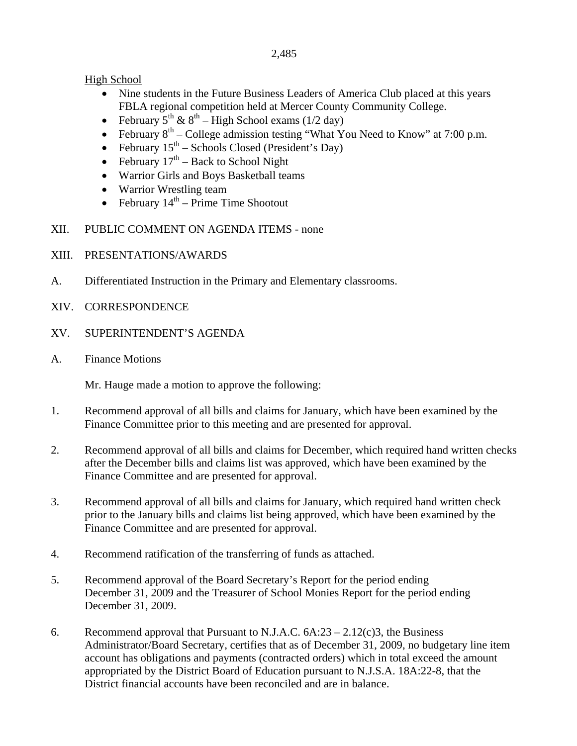High School

- Nine students in the Future Business Leaders of America Club placed at this years FBLA regional competition held at Mercer County Community College.
- February 5th & 8th – High School exams (1/2 day)
- February 8th – College admission testing "What You Need to Know" at 7:00 p.m.
- February 15th – Schools Closed (President's Day)
- February 17th – Back to School Night
- Warrior Girls and Boys Basketball teams
- Warrior Wrestling team
- February 14th – Prime Time Shootout

XII. PUBLIC COMMENT ON AGENDA ITEMS - none

XIII. PRESENTATIONS/AWARDS

A. Differentiated Instruction in the Primary and Elementary classrooms.

XIV. CORRESPONDENCE

XV. SUPERINTENDENT'S AGENDA

A. Finance Motions

Mr. Hauge made a motion to approve the following:

1. Recommend approval of all bills and claims for January, which have been examined by the Finance Committee prior to this meeting and are presented for approval.

2. Recommend approval of all bills and claims for December, which required hand written checks after the December bills and claims list was approved, which have been examined by the Finance Committee and are presented for approval.

3. Recommend approval of all bills and claims for January, which required hand written check prior to the January bills and claims list being approved, which have been examined by the Finance Committee and are presented for approval.

4. Recommend ratification of the transferring of funds as attached.

5. Recommend approval of the Board Secretary's Report for the period ending December 31, 2009 and the Treasurer of School Monies Report for the period ending December 31, 2009.

6. Recommend approval that Pursuant to N.J.A.C. 6A:23 – 2.12(c)3, the Business Administrator/Board Secretary, certifies that as of December 31, 2009, no budgetary line item account has obligations and payments (contracted orders) which in total exceed the amount appropriated by the District Board of Education pursuant to N.J.S.A. 18A:22-8, that the District financial accounts have been reconciled and are in balance.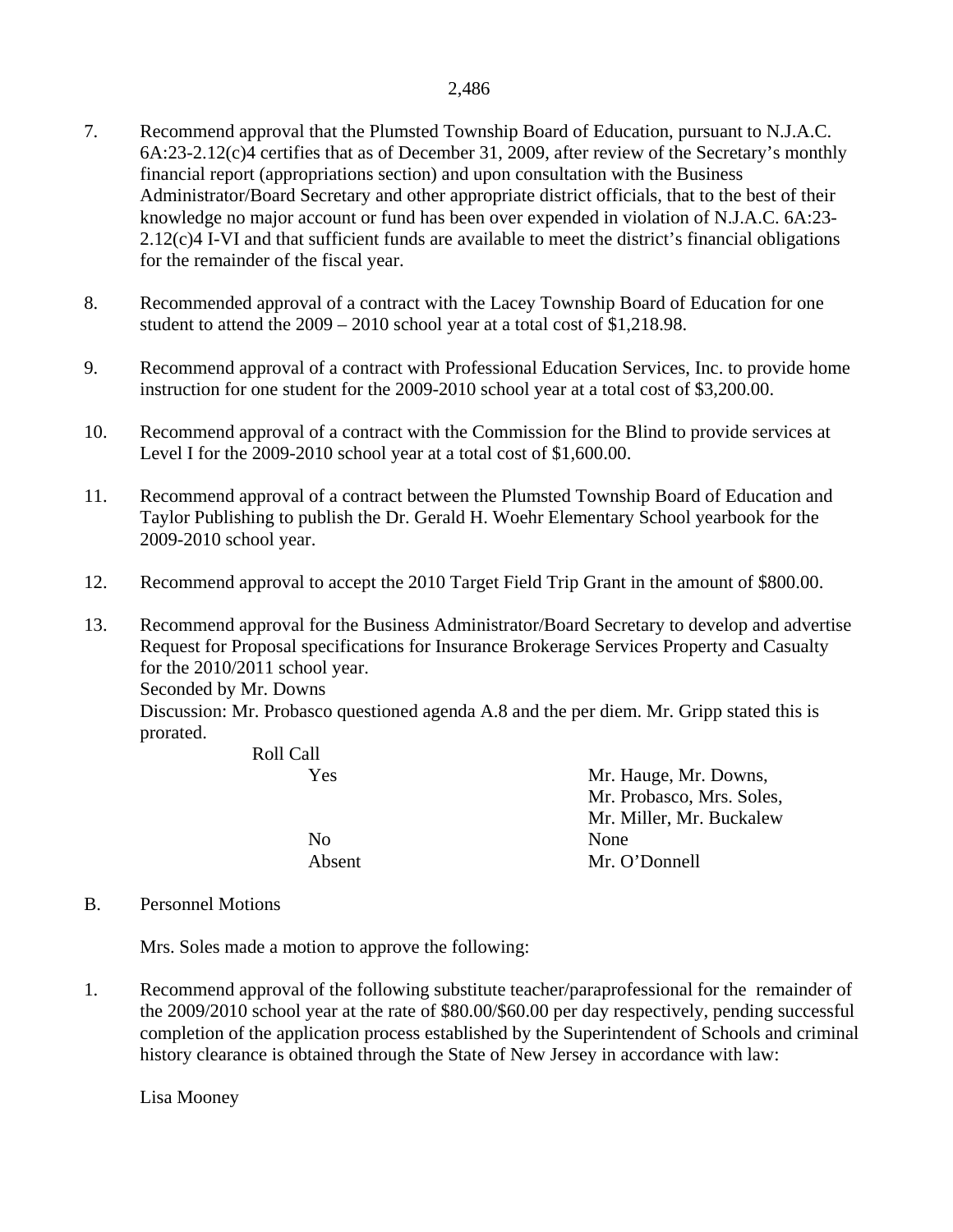7. Recommend approval that the Plumsted Township Board of Education, pursuant to N.J.A.C. 6A:23-2.12(c)4 certifies that as of December 31, 2009, after review of the Secretary's monthly financial report (appropriations section) and upon consultation with the Business Administrator/Board Secretary and other appropriate district officials, that to the best of their knowledge no major account or fund has been over expended in violation of N.J.A.C. 6A:23-2.12(c)4 I-VI and that sufficient funds are available to meet the district's financial obligations for the remainder of the fiscal year.

8. Recommended approval of a contract with the Lacey Township Board of Education for one student to attend the 2009 – 2010 school year at a total cost of $1,218.98.

9. Recommend approval of a contract with Professional Education Services, Inc. to provide home instruction for one student for the 2009-2010 school year at a total cost of $3,200.00.

10. Recommend approval of a contract with the Commission for the Blind to provide services at Level I for the 2009-2010 school year at a total cost of $1,600.00.

11. Recommend approval of a contract between the Plumsted Township Board of Education and Taylor Publishing to publish the Dr. Gerald H. Woehr Elementary School yearbook for the 2009-2010 school year.

12. Recommend approval to accept the 2010 Target Field Trip Grant in the amount of $800.00.

13. Recommend approval for the Business Administrator/Board Secretary to develop and advertise Request for Proposal specifications for Insurance Brokerage Services Property and Casualty for the 2010/2011 school year.
Seconded by Mr. Downs
Discussion: Mr. Probasco questioned agenda A.8 and the per diem. Mr. Gripp stated this is prorated.

Roll Call

| | |
|---|---|
| Yes | Mr. Hauge, Mr. Downs, Mr. Probasco, Mrs. Soles, Mr. Miller, Mr. Buckalew |
| No | None |
| Absent | Mr. O'Donnell |

B. Personnel Motions

Mrs. Soles made a motion to approve the following:

1. Recommend approval of the following substitute teacher/paraprofessional for the remainder of the 2009/2010 school year at the rate of $80.00/$60.00 per day respectively, pending successful completion of the application process established by the Superintendent of Schools and criminal history clearance is obtained through the State of New Jersey in accordance with law:

Lisa Mooney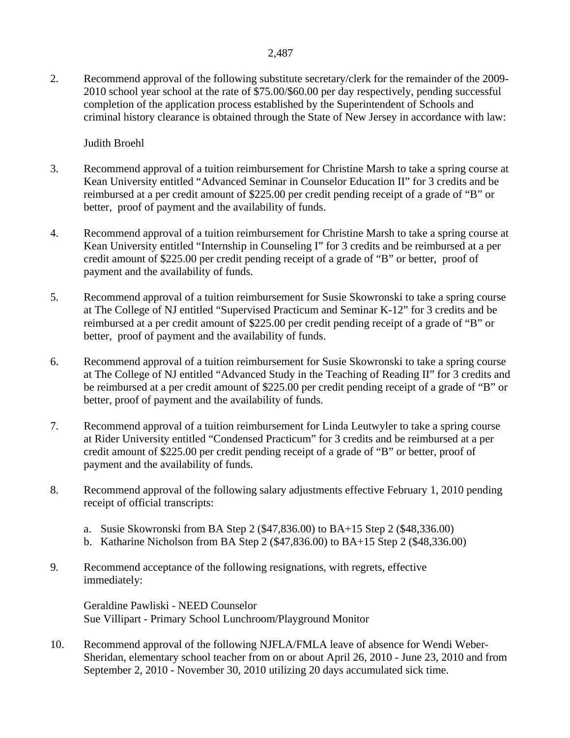2. Recommend approval of the following substitute secretary/clerk for the remainder of the 2009-2010 school year school at the rate of $75.00/$60.00 per day respectively, pending successful completion of the application process established by the Superintendent of Schools and criminal history clearance is obtained through the State of New Jersey in accordance with law:

   Judith Broehl

3. Recommend approval of a tuition reimbursement for Christine Marsh to take a spring course at Kean University entitled “Advanced Seminar in Counselor Education II” for 3 credits and be reimbursed at a per credit amount of $225.00 per credit pending receipt of a grade of “B” or better, proof of payment and the availability of funds.

4. Recommend approval of a tuition reimbursement for Christine Marsh to take a spring course at Kean University entitled “Internship in Counseling I” for 3 credits and be reimbursed at a per credit amount of $225.00 per credit pending receipt of a grade of “B” or better, proof of payment and the availability of funds.

5. Recommend approval of a tuition reimbursement for Susie Skowronski to take a spring course at The College of NJ entitled “Supervised Practicum and Seminar K-12” for 3 credits and be reimbursed at a per credit amount of $225.00 per credit pending receipt of a grade of “B” or better, proof of payment and the availability of funds.

6. Recommend approval of a tuition reimbursement for Susie Skowronski to take a spring course at The College of NJ entitled “Advanced Study in the Teaching of Reading II” for 3 credits and be reimbursed at a per credit amount of $225.00 per credit pending receipt of a grade of “B” or better, proof of payment and the availability of funds.

7. Recommend approval of a tuition reimbursement for Linda Leutwyler to take a spring course at Rider University entitled “Condensed Practicum” for 3 credits and be reimbursed at a per credit amount of $225.00 per credit pending receipt of a grade of “B” or better, proof of payment and the availability of funds.

8. Recommend approval of the following salary adjustments effective February 1, 2010 pending receipt of official transcripts:

   a. Susie Skowronski from BA Step 2 ($47,836.00) to BA+15 Step 2 ($48,336.00)
   b. Katharine Nicholson from BA Step 2 ($47,836.00) to BA+15 Step 2 ($48,336.00)

9. Recommend acceptance of the following resignations, with regrets, effective immediately:

   Geraldine Pawliski - NEED Counselor
   Sue Villipart - Primary School Lunchroom/Playground Monitor

10. Recommend approval of the following NJFLA/FMLA leave of absence for Wendi Weber-Sheridan, elementary school teacher from on or about April 26, 2010 - June 23, 2010 and from September 2, 2010 - November 30, 2010 utilizing 20 days accumulated sick time.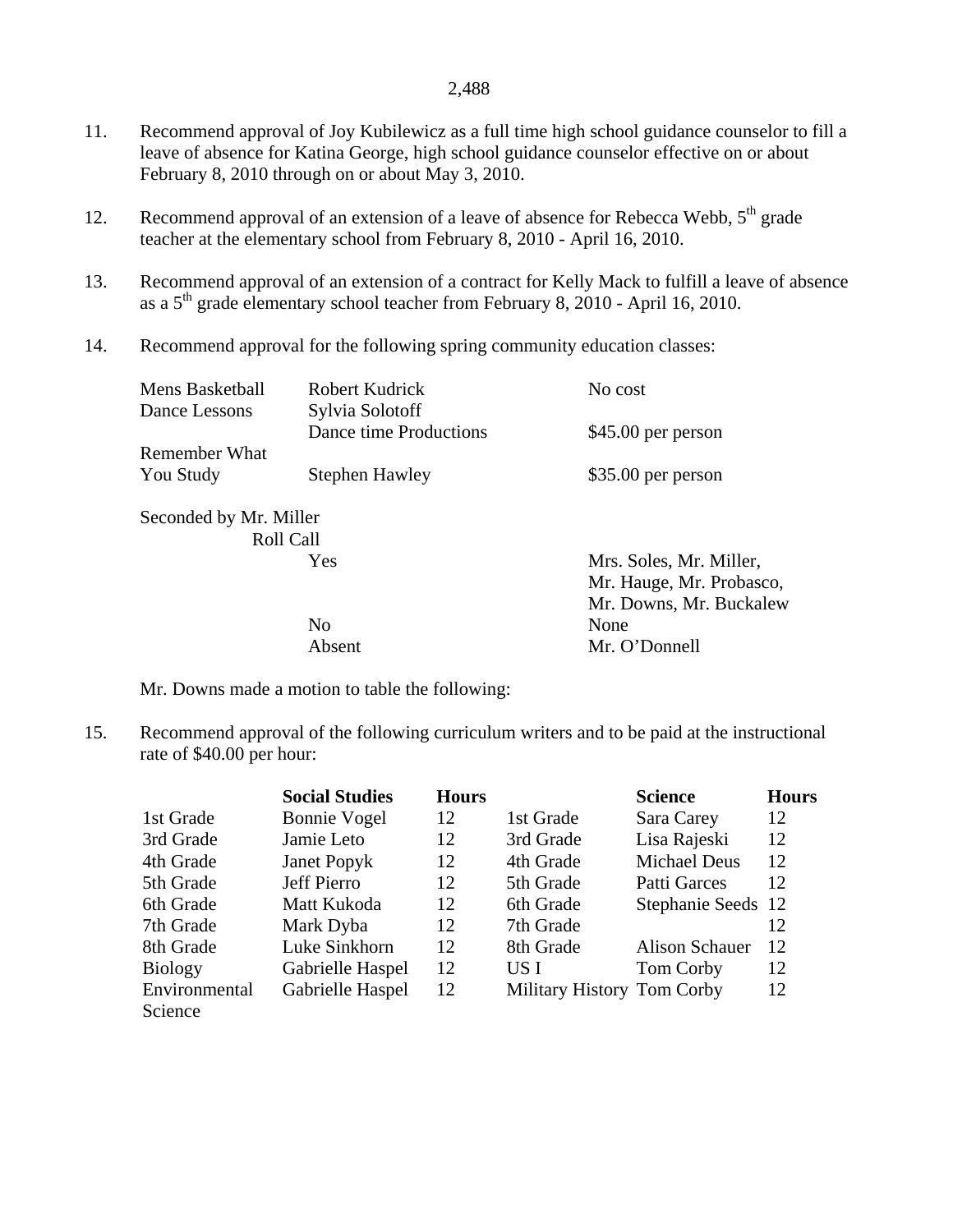11. Recommend approval of Joy Kubilewicz as a full time high school guidance counselor to fill a leave of absence for Katina George, high school guidance counselor effective on or about February 8, 2010 through on or about May 3, 2010.

12. Recommend approval of an extension of a leave of absence for Rebecca Webb, 5th grade teacher at the elementary school from February 8, 2010 - April 16, 2010.

13. Recommend approval of an extension of a contract for Kelly Mack to fulfill a leave of absence as a 5th grade elementary school teacher from February 8, 2010 - April 16, 2010.

14. Recommend approval for the following spring community education classes:

| | | |
|---|---|---|
| Mens Basketball | Robert Kudrick | No cost |
| Dance Lessons | Sylvia Solotoff Dance time Productions | $45.00 per person |
| Remember What You Study | Stephen Hawley | $35.00 per person |

Seconded by Mr. Miller
Roll Call

| | |
|---|---|
| Yes | Mrs. Soles, Mr. Miller, Mr. Hauge, Mr. Probasco, Mr. Downs, Mr. Buckalew |
| No | None |
| Absent | Mr. O'Donnell |

Mr. Downs made a motion to table the following:

15. Recommend approval of the following curriculum writers and to be paid at the instructional rate of $40.00 per hour:

| | **Social Studies** | **Hours** | | **Science** | **Hours** |
|---|---|---|---|---|---|
| 1st Grade | Bonnie Vogel | 12 | 1st Grade | Sara Carey | 12 |
| 3rd Grade | Jamie Leto | 12 | 3rd Grade | Lisa Rajeski | 12 |
| 4th Grade | Janet Popyk | 12 | 4th Grade | Michael Deus | 12 |
| 5th Grade | Jeff Pierro | 12 | 5th Grade | Patti Garces | 12 |
| 6th Grade | Matt Kukoda | 12 | 6th Grade | Stephanie Seeds | 12 |
| 7th Grade | Mark Dyba | 12 | 7th Grade | | 12 |
| 8th Grade | Luke Sinkhorn | 12 | 8th Grade | Alison Schauer | 12 |
| Biology | Gabrielle Haspel | 12 | US I | Tom Corby | 12 |
| Environmental Science | Gabrielle Haspel | 12 | Military History | Tom Corby | 12 |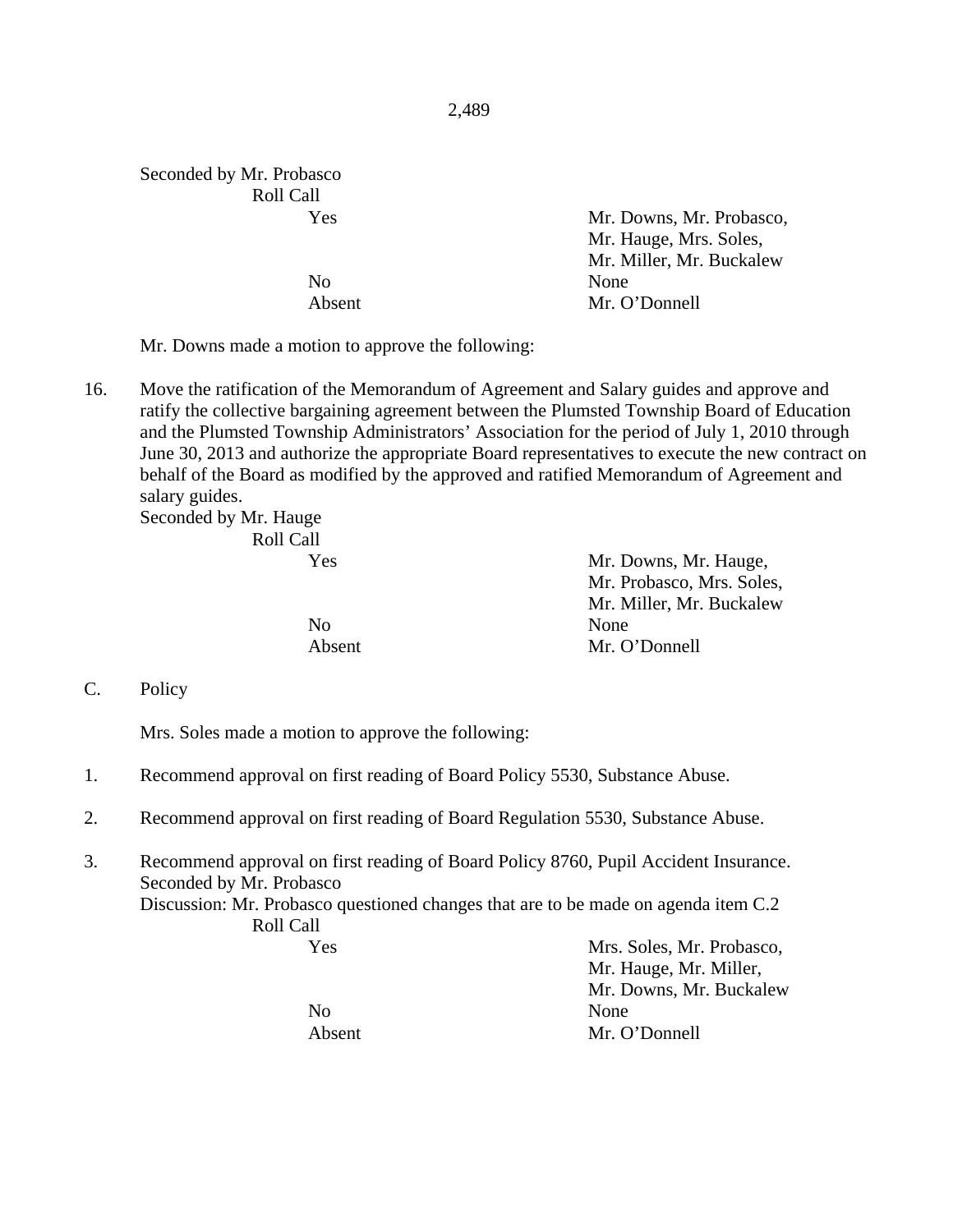Seconded by Mr. Probasco

Roll Call

| | |
|---|---|
| Yes | Mr. Downs, Mr. Probasco, Mr. Hauge, Mrs. Soles, Mr. Miller, Mr. Buckalew |
| No | None |
| Absent | Mr. O'Donnell |

Mr. Downs made a motion to approve the following:

16. Move the ratification of the Memorandum of Agreement and Salary guides and approve and ratify the collective bargaining agreement between the Plumsted Township Board of Education and the Plumsted Township Administrators' Association for the period of July 1, 2010 through June 30, 2013 and authorize the appropriate Board representatives to execute the new contract on behalf of the Board as modified by the approved and ratified Memorandum of Agreement and salary guides.

Seconded by Mr. Hauge

Roll Call

| | |
|---|---|
| Yes | Mr. Downs, Mr. Hauge, Mr. Probasco, Mrs. Soles, Mr. Miller, Mr. Buckalew |
| No | None |
| Absent | Mr. O'Donnell |

C. Policy

Mrs. Soles made a motion to approve the following:

1. Recommend approval on first reading of Board Policy 5530, Substance Abuse.

2. Recommend approval on first reading of Board Regulation 5530, Substance Abuse.

3. Recommend approval on first reading of Board Policy 8760, Pupil Accident Insurance.

Seconded by Mr. Probasco

Discussion: Mr. Probasco questioned changes that are to be made on agenda item C.2

Roll Call

| | |
|---|---|
| Yes | Mrs. Soles, Mr. Probasco, Mr. Hauge, Mr. Miller, Mr. Downs, Mr. Buckalew |
| No | None |
| Absent | Mr. O'Donnell |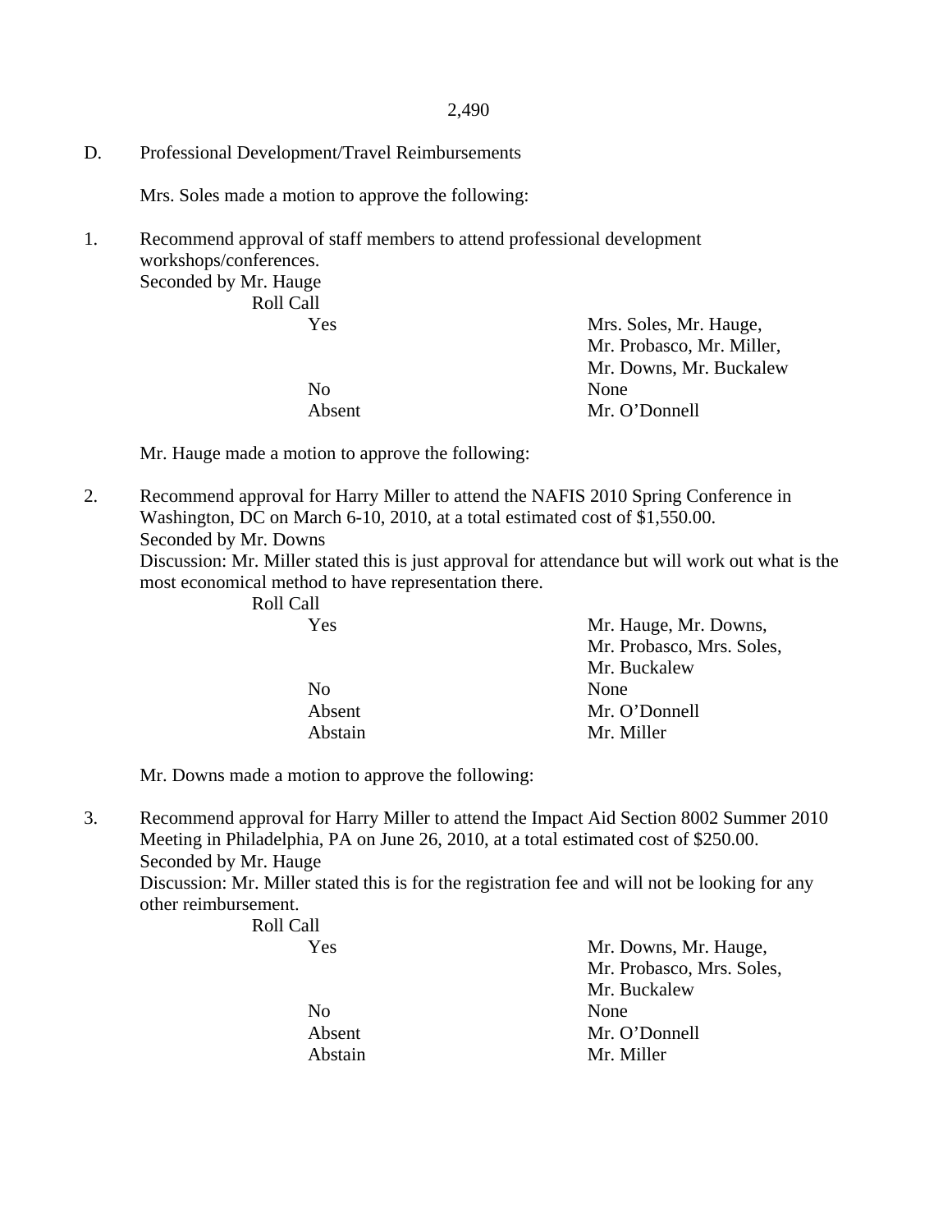D. Professional Development/Travel Reimbursements

Mrs. Soles made a motion to approve the following:

1. Recommend approval of staff members to attend professional development workshops/conferences.
   Seconded by Mr. Hauge
   Roll Call

| | |
|---|---|
| Yes | Mrs. Soles, Mr. Hauge, Mr. Probasco, Mr. Miller, Mr. Downs, Mr. Buckalew |
| No | None |
| Absent | Mr. O'Donnell |

Mr. Hauge made a motion to approve the following:

2. Recommend approval for Harry Miller to attend the NAFIS 2010 Spring Conference in Washington, DC on March 6-10, 2010, at a total estimated cost of $1,550.00.
   Seconded by Mr. Downs
   Discussion: Mr. Miller stated this is just approval for attendance but will work out what is the most economical method to have representation there.
   Roll Call

| | |
|---|---|
| Yes | Mr. Hauge, Mr. Downs, Mr. Probasco, Mrs. Soles, Mr. Buckalew |
| No | None |
| Absent | Mr. O'Donnell |
| Abstain | Mr. Miller |

Mr. Downs made a motion to approve the following:

3. Recommend approval for Harry Miller to attend the Impact Aid Section 8002 Summer 2010 Meeting in Philadelphia, PA on June 26, 2010, at a total estimated cost of $250.00.
   Seconded by Mr. Hauge
   Discussion: Mr. Miller stated this is for the registration fee and will not be looking for any other reimbursement.
   Roll Call

| | |
|---|---|
| Yes | Mr. Downs, Mr. Hauge, Mr. Probasco, Mrs. Soles, Mr. Buckalew |
| No | None |
| Absent | Mr. O'Donnell |
| Abstain | Mr. Miller |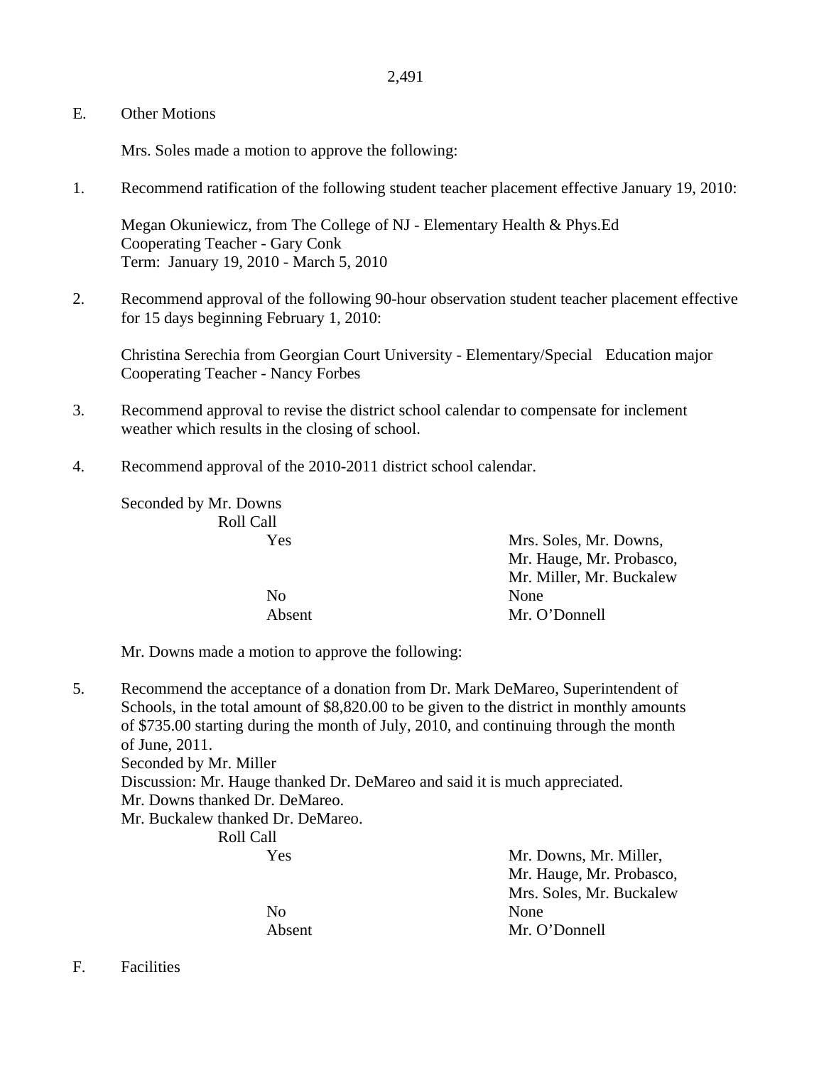E. Other Motions

Mrs. Soles made a motion to approve the following:

1. Recommend ratification of the following student teacher placement effective January 19, 2010:

   Megan Okuniewicz, from The College of NJ - Elementary Health & Phys.Ed
   Cooperating Teacher - Gary Conk
   Term: January 19, 2010 - March 5, 2010

2. Recommend approval of the following 90-hour observation student teacher placement effective for 15 days beginning February 1, 2010:

   Christina Serechia from Georgian Court University - Elementary/Special Education major
   Cooperating Teacher - Nancy Forbes

3. Recommend approval to revise the district school calendar to compensate for inclement weather which results in the closing of school.

4. Recommend approval of the 2010-2011 district school calendar.

Seconded by Mr. Downs

Roll Call

| | |
|---|---|
| Yes | Mrs. Soles, Mr. Downs, Mr. Hauge, Mr. Probasco, Mr. Miller, Mr. Buckalew |
| No | None |
| Absent | Mr. O'Donnell |

Mr. Downs made a motion to approve the following:

5. Recommend the acceptance of a donation from Dr. Mark DeMareo, Superintendent of Schools, in the total amount of $8,820.00 to be given to the district in monthly amounts of $735.00 starting during the month of July, 2010, and continuing through the month of June, 2011.

   Seconded by Mr. Miller
   Discussion: Mr. Hauge thanked Dr. DeMareo and said it is much appreciated.
   Mr. Downs thanked Dr. DeMareo.
   Mr. Buckalew thanked Dr. DeMareo.

Roll Call

| | |
|---|---|
| Yes | Mr. Downs, Mr. Miller, Mr. Hauge, Mr. Probasco, Mrs. Soles, Mr. Buckalew |
| No | None |
| Absent | Mr. O'Donnell |

F. Facilities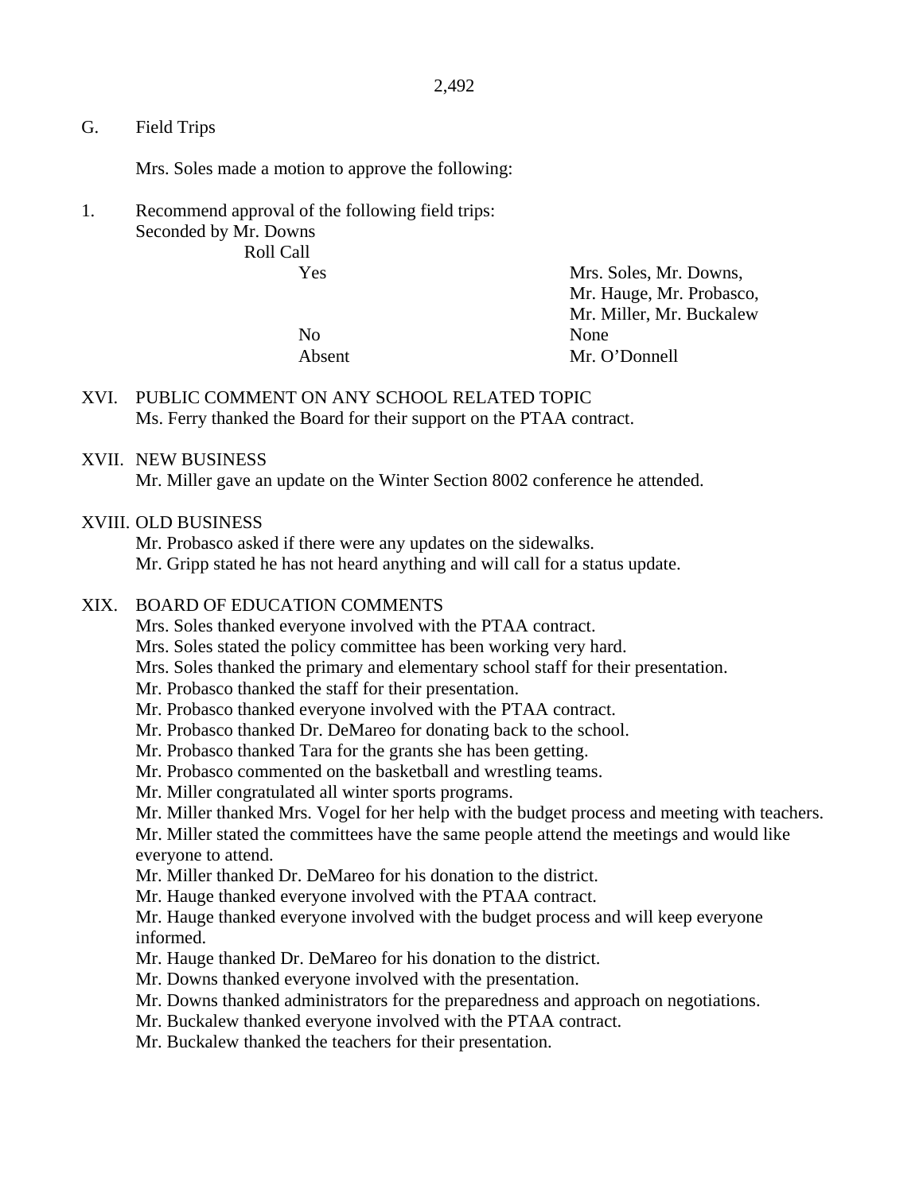G. Field Trips

Mrs. Soles made a motion to approve the following:

1. Recommend approval of the following field trips:
   Seconded by Mr. Downs
   Roll Call

| | |
|---|---|
| Yes | Mrs. Soles, Mr. Downs, Mr. Hauge, Mr. Probasco, Mr. Miller, Mr. Buckalew |
| No | None |
| Absent | Mr. O'Donnell |

XVI. PUBLIC COMMENT ON ANY SCHOOL RELATED TOPIC

Ms. Ferry thanked the Board for their support on the PTAA contract.

XVII. NEW BUSINESS

Mr. Miller gave an update on the Winter Section 8002 conference he attended.

XVIII. OLD BUSINESS

Mr. Probasco asked if there were any updates on the sidewalks.
Mr. Gripp stated he has not heard anything and will call for a status update.

XIX. BOARD OF EDUCATION COMMENTS

Mrs. Soles thanked everyone involved with the PTAA contract.
Mrs. Soles stated the policy committee has been working very hard.
Mrs. Soles thanked the primary and elementary school staff for their presentation.
Mr. Probasco thanked the staff for their presentation.
Mr. Probasco thanked everyone involved with the PTAA contract.
Mr. Probasco thanked Dr. DeMareo for donating back to the school.
Mr. Probasco thanked Tara for the grants she has been getting.
Mr. Probasco commented on the basketball and wrestling teams.
Mr. Miller congratulated all winter sports programs.
Mr. Miller thanked Mrs. Vogel for her help with the budget process and meeting with teachers.
Mr. Miller stated the committees have the same people attend the meetings and would like everyone to attend.
Mr. Miller thanked Dr. DeMareo for his donation to the district.
Mr. Hauge thanked everyone involved with the PTAA contract.
Mr. Hauge thanked everyone involved with the budget process and will keep everyone informed.
Mr. Hauge thanked Dr. DeMareo for his donation to the district.
Mr. Downs thanked everyone involved with the presentation.
Mr. Downs thanked administrators for the preparedness and approach on negotiations.
Mr. Buckalew thanked everyone involved with the PTAA contract.
Mr. Buckalew thanked the teachers for their presentation.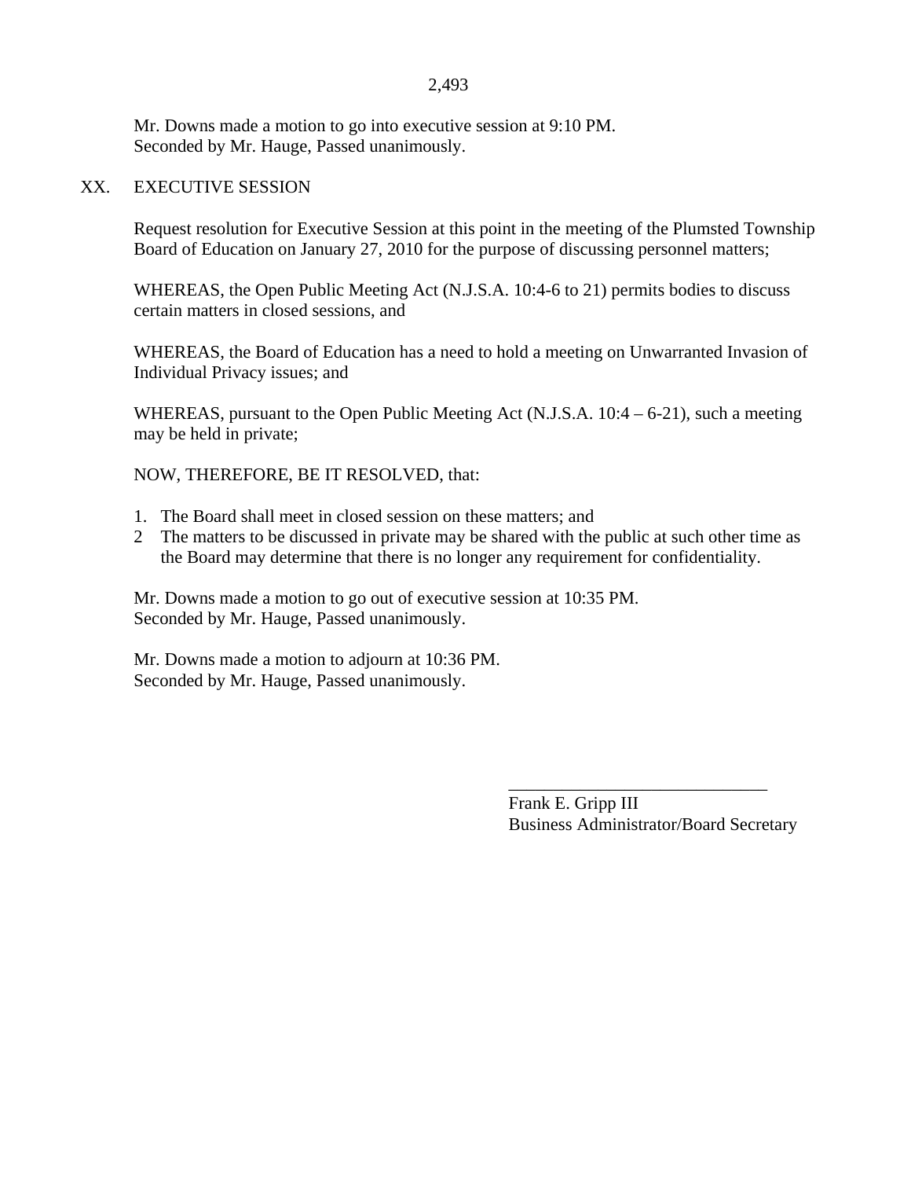Mr. Downs made a motion to go into executive session at 9:10 PM.
Seconded by Mr. Hauge, Passed unanimously.

## XX. EXECUTIVE SESSION

Request resolution for Executive Session at this point in the meeting of the Plumsted Township Board of Education on January 27, 2010 for the purpose of discussing personnel matters;

WHEREAS, the Open Public Meeting Act (N.J.S.A. 10:4-6 to 21) permits bodies to discuss certain matters in closed sessions, and

WHEREAS, the Board of Education has a need to hold a meeting on Unwarranted Invasion of Individual Privacy issues; and

WHEREAS, pursuant to the Open Public Meeting Act (N.J.S.A. 10:4 – 6-21), such a meeting may be held in private;

NOW, THEREFORE, BE IT RESOLVED, that:

1. The Board shall meet in closed session on these matters; and
2. The matters to be discussed in private may be shared with the public at such other time as the Board may determine that there is no longer any requirement for confidentiality.

Mr. Downs made a motion to go out of executive session at 10:35 PM.
Seconded by Mr. Hauge, Passed unanimously.

Mr. Downs made a motion to adjourn at 10:36 PM.
Seconded by Mr. Hauge, Passed unanimously.

_____________________________
Frank E. Gripp III
Business Administrator/Board Secretary